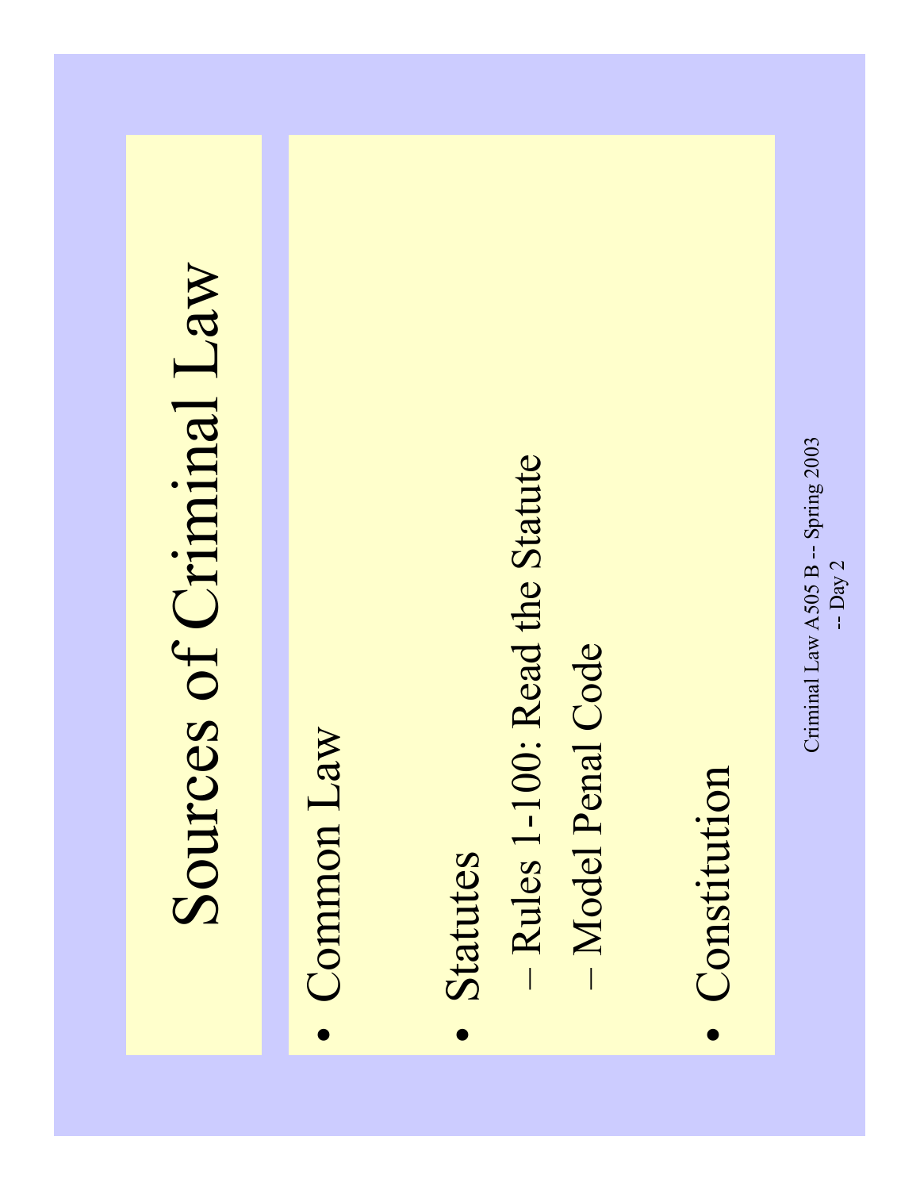# Sources of Criminal Law

- Common Law
- Statutes
  - Rules 1-100: Read the Statute
  - Model Penal Code
- Constitution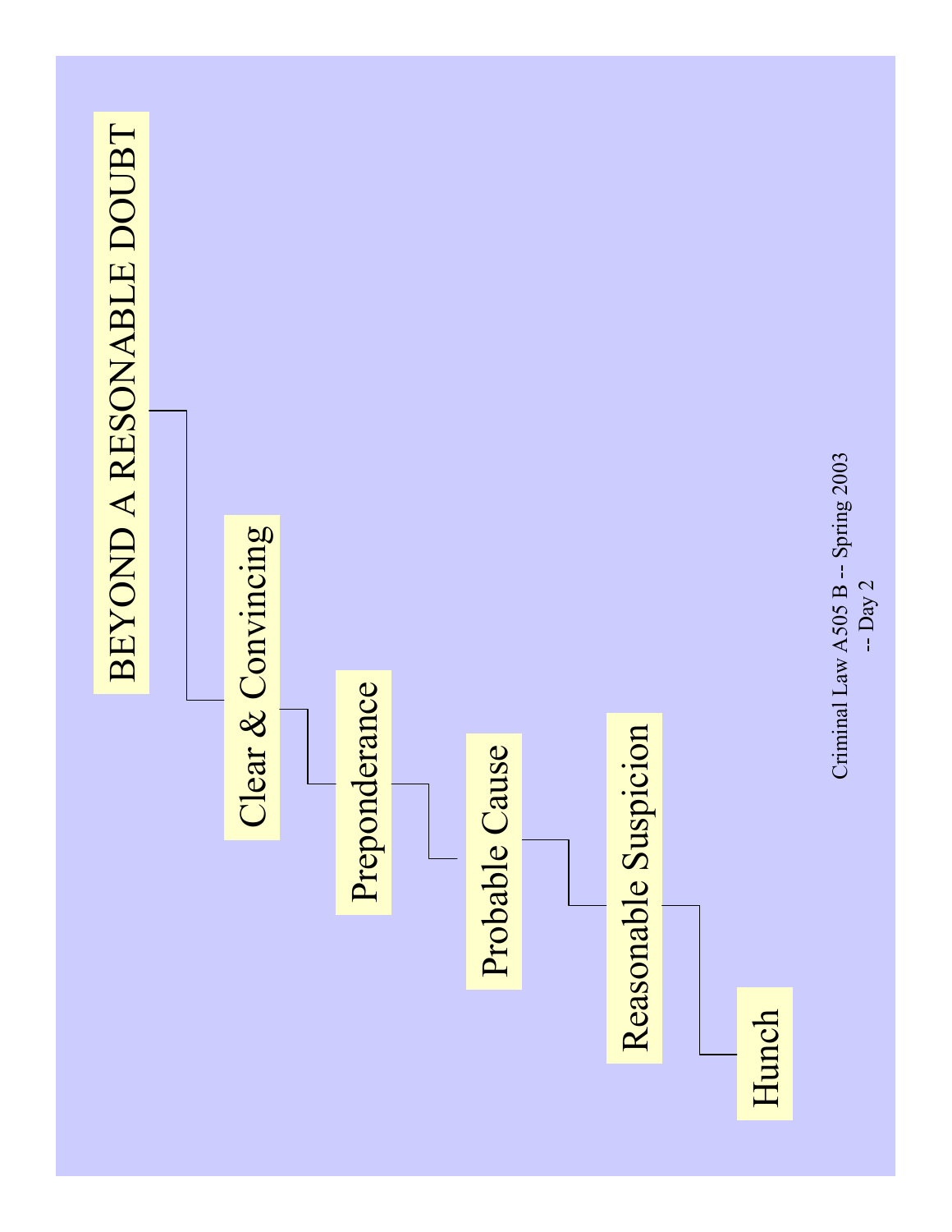BEYOND A RESONABLE DOUBT

Clear & Convincing

Preponderance

Probable Cause

Reasonable Suspicion

Hunch

Criminal Law A505 B -- Spring 2003 -- Day 2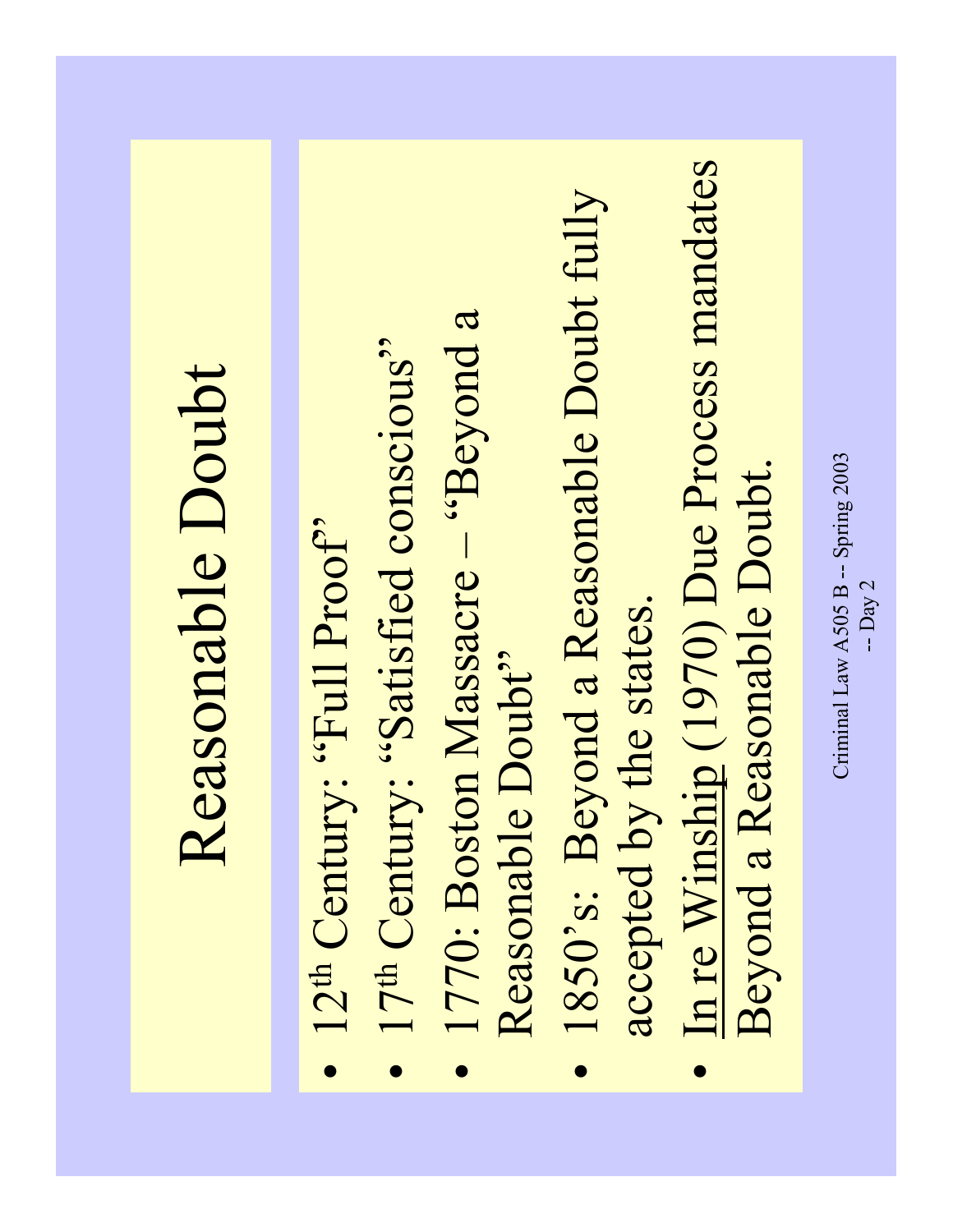# Reasonable Doubt

- $12^{th}$ Century: "Full Proof"
- $17^{th}$ Century: "Satisfied conscious"
- 1770: Boston Massacre – "Beyond a Reasonable Doubt"
- 1850's: Beyond a Reasonable Doubt fully accepted by the states.
- In re Winship (1970) Due Process mandates Beyond a Reasonable Doubt.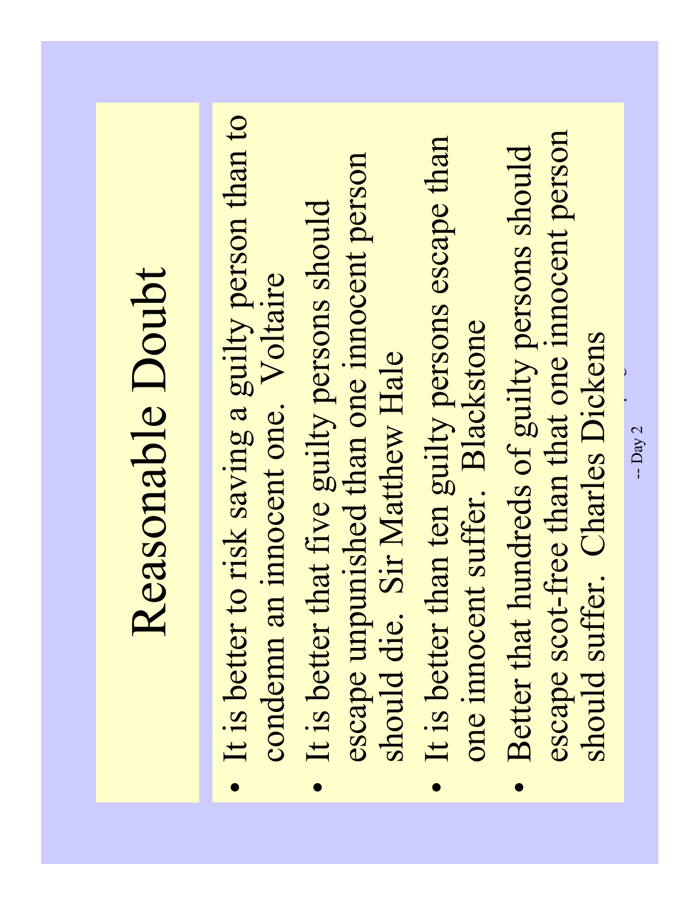# Reasonable Doubt

- It is better to risk saving a guilty person than to condemn an innocent one. Voltaire
- It is better that five guilty persons should escape unpunished than one innocent person should die. Sir Matthew Hale
- It is better than ten guilty persons escape than one innocent suffer. Blackstone
- Better that hundreds of guilty persons should escape scot-free than that one innocent person should suffer. Charles Dickens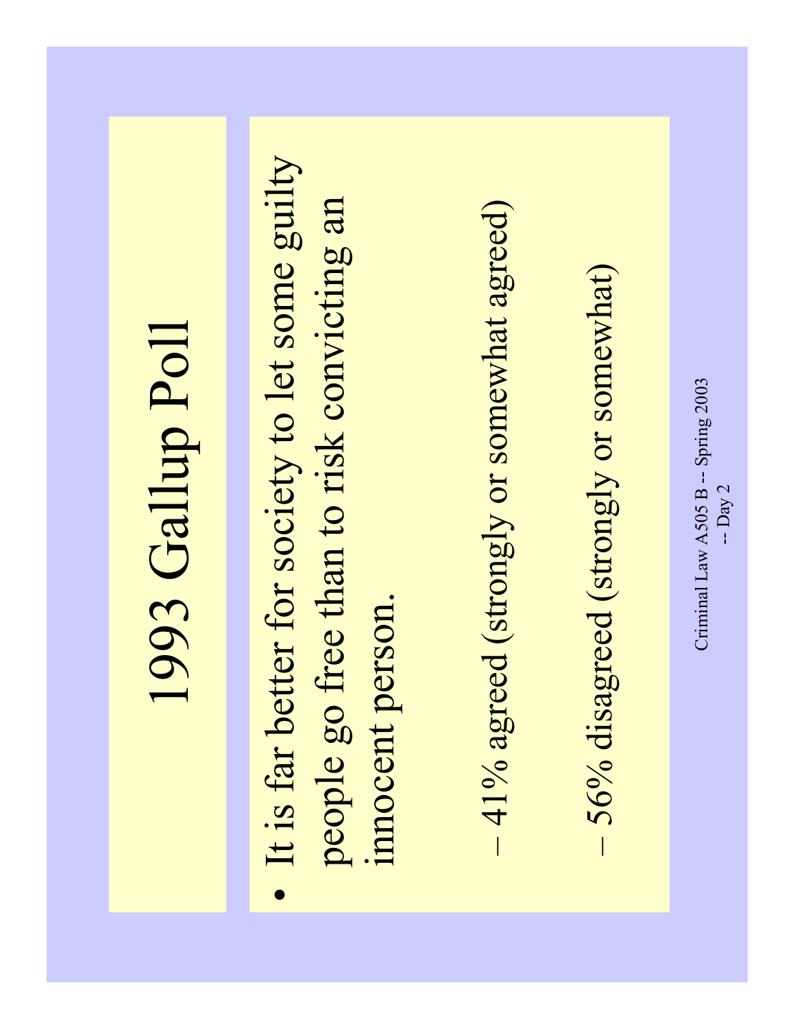# 1993 Gallup Poll

- It is far better for society to let some guilty people go free than to risk convicting an innocent person.
  - 41% agreed (strongly or somewhat agreed)
  - 56% disagreed (strongly or somewhat)